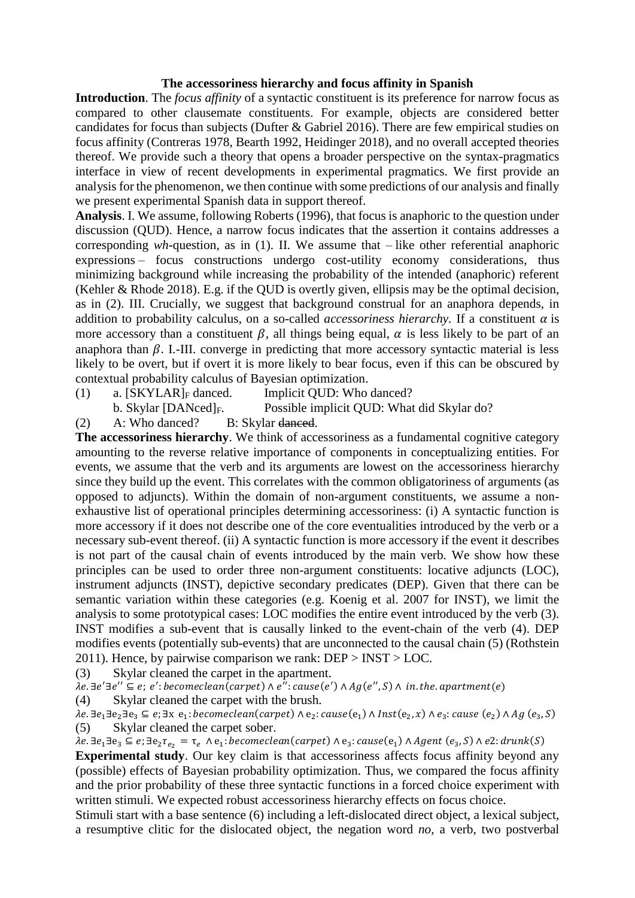# The accessoriness hierarchy and focus affinity in Spanish

**Introduction**. The *focus affinity* of a syntactic constituent is its preference for narrow focus as compared to other clausemate constituents. For example, objects are considered better candidates for focus than subjects (Dufter & Gabriel 2016). There are few empirical studies on focus affinity (Contreras 1978, Bearth 1992, Heidinger 2018), and no overall accepted theories thereof. We provide such a theory that opens a broader perspective on the syntax-pragmatics interface in view of recent developments in experimental pragmatics. We first provide an analysis for the phenomenon, we then continue with some predictions of our analysis and finally we present experimental Spanish data in support thereof.

**Analysis**. I. We assume, following Roberts (1996), that focus is anaphoric to the question under discussion (QUD). Hence, a narrow focus indicates that the assertion it contains addresses a corresponding *wh*-question, as in (1). II. We assume that – like other referential anaphoric expressions – focus constructions undergo cost-utility economy considerations, thus minimizing background while increasing the probability of the intended (anaphoric) referent (Kehler & Rhode 2018). E.g. if the QUD is overtly given, ellipsis may be the optimal decision, as in (2). III. Crucially, we suggest that background construal for an anaphora depends, in addition to probability calculus, on a so-called *accessoriness hierarchy*. If a constituent $\alpha$ is more accessory than a constituent $\beta$, all things being equal, $\alpha$ is less likely to be part of an anaphora than $\beta$. I.-III. converge in predicting that more accessory syntactic material is less likely to be overt, but if overt it is more likely to bear focus, even if this can be obscured by contextual probability calculus of Bayesian optimization.

(1) a. [SKYLAR]$_F$ danced. Implicit QUD: Who danced?

b. Skylar [DANced]$_F$. Possible implicit QUD: What did Skylar do?

(2) A: Who danced? B: Skylar ~~danced~~.

**The accessoriness hierarchy**. We think of accessoriness as a fundamental cognitive category amounting to the reverse relative importance of components in conceptualizing entities. For events, we assume that the verb and its arguments are lowest on the accessoriness hierarchy since they build up the event. This correlates with the common obligatoriness of arguments (as opposed to adjuncts). Within the domain of non-argument constituents, we assume a non-exhaustive list of operational principles determining accessoriness: (i) A syntactic function is more accessory if it does not describe one of the core eventualities introduced by the verb or a necessary sub-event thereof. (ii) A syntactic function is more accessory if the event it describes is not part of the causal chain of events introduced by the main verb. We show how these principles can be used to order three non-argument constituents: locative adjuncts (LOC), instrument adjuncts (INST), depictive secondary predicates (DEP). Given that there can be semantic variation within these categories (e.g. Koenig et al. 2007 for INST), we limit the analysis to some prototypical cases: LOC modifies the entire event introduced by the verb (3). INST modifies a sub-event that is causally linked to the event-chain of the verb (4). DEP modifies events (potentially sub-events) that are unconnected to the causal chain (5) (Rothstein 2011). Hence, by pairwise comparison we rank: DEP > INST > LOC.

(3) Skylar cleaned the carpet in the apartment.

$\lambda e. \exists e' \exists e'' \subseteq e;\ e': becomeclean(carpet) \wedge e'': cause(e') \wedge Ag(e'', S) \wedge\ in.the.apartment(e)$

(4) Skylar cleaned the carpet with the brush.

$\lambda e. \exists e_1 \exists e_2 \exists e_3 \subseteq e; \exists x\ e_1: becomeclean(carpet) \wedge e_2: cause(e_1) \wedge Inst(e_2, x) \wedge e_3: cause\ (e_2) \wedge Ag\ (e_3, S)$

(5) Skylar cleaned the carpet sober.

$\lambda e. \exists e_1 \exists e_3 \subseteq e; \exists e_2 \tau_{e_2} = \tau_e\ \wedge e_1: becomeclean(carpet) \wedge e_3: cause(e_1) \wedge Agent\ (e_3, S) \wedge e2: drunk(S)$

**Experimental study**. Our key claim is that accessoriness affects focus affinity beyond any (possible) effects of Bayesian probability optimization. Thus, we compared the focus affinity and the prior probability of these three syntactic functions in a forced choice experiment with written stimuli. We expected robust accessoriness hierarchy effects on focus choice.

Stimuli start with a base sentence (6) including a left-dislocated direct object, a lexical subject, a resumptive clitic for the dislocated object, the negation word *no*, a verb, two postverbal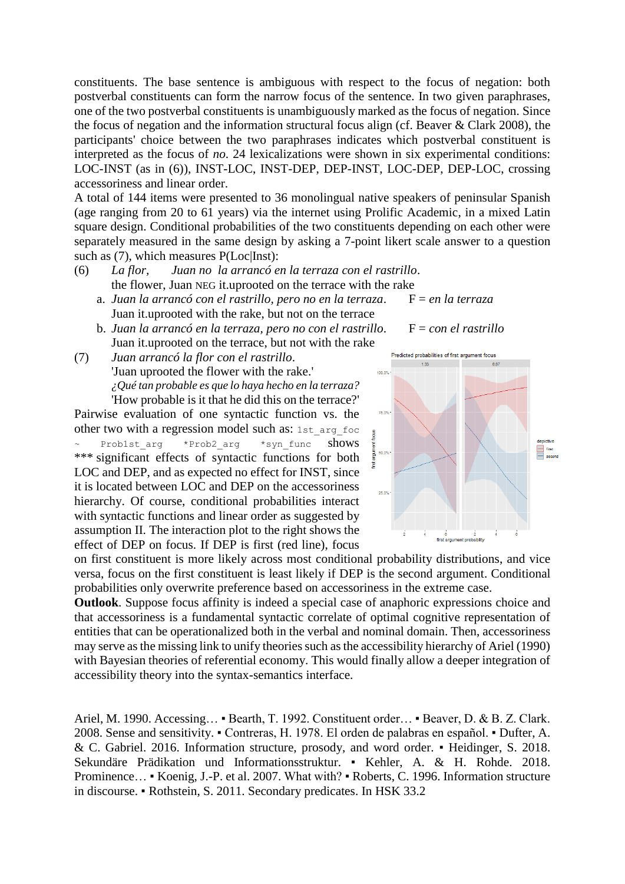constituents. The base sentence is ambiguous with respect to the focus of negation: both postverbal constituents can form the narrow focus of the sentence. In two given paraphrases, one of the two postverbal constituents is unambiguously marked as the focus of negation. Since the focus of negation and the information structural focus align (cf. Beaver & Clark 2008), the participants' choice between the two paraphrases indicates which postverbal constituent is interpreted as the focus of *no*. 24 lexicalizations were shown in six experimental conditions: LOC-INST (as in (6)), INST-LOC, INST-DEP, DEP-INST, LOC-DEP, DEP-LOC, crossing accessoriness and linear order.

A total of 144 items were presented to 36 monolingual native speakers of peninsular Spanish (age ranging from 20 to 61 years) via the internet using Prolific Academic, in a mixed Latin square design. Conditional probabilities of the two constituents depending on each other were separately measured in the same design by asking a 7-point likert scale answer to a question such as (7), which measures P(Loc|Inst):

(6) *La flor, Juan no la arrancó en la terraza con el rastrillo.*
the flower, Juan NEG it.uprooted on the terrace with the rake

a. *Juan la arrancó con el rastrillo, pero no en la terraza.* F = *en la terraza*
Juan it.uprooted with the rake, but not on the terrace

b. *Juan la arrancó en la terraza, pero no con el rastrillo.* F = *con el rastrillo*
Juan it.uprooted on the terrace, but not with the rake

(7) *Juan arrancó la flor con el rastrillo.*
'Juan uprooted the flower with the rake.'
*¿Qué tan probable es que lo haya hecho en la terraza?*
'How probable is it that he did this on the terrace?'

Pairwise evaluation of one syntactic function vs. the other two with a regression model such as: `1st_arg_foc ~ Prob1st_arg *Prob2_arg *syn_func` shows \*\*\* significant effects of syntactic functions for both LOC and DEP, and as expected no effect for INST, since it is located between LOC and DEP on the accessoriness hierarchy. Of course, conditional probabilities interact with syntactic functions and linear order as suggested by assumption II. The interaction plot to the right shows the effect of DEP on focus. If DEP is first (red line), focus on first constituent is more likely across most conditional probability distributions, and vice versa, focus on the first constituent is least likely if DEP is the second argument. Conditional probabilities only overwrite preference based on accessoriness in the extreme case.

Predicted probabilities of first argument focus
1.33
6.67
100.0%
75.0%
50.0%
25.0%
first argument focus
2 4 6 2 4 6
first argument probability
depictive
first
second

**Outlook**. Suppose focus affinity is indeed a special case of anaphoric expressions choice and that accessoriness is a fundamental syntactic correlate of optimal cognitive representation of entities that can be operationalized both in the verbal and nominal domain. Then, accessoriness may serve as the missing link to unify theories such as the accessibility hierarchy of Ariel (1990) with Bayesian theories of referential economy. This would finally allow a deeper integration of accessibility theory into the syntax-semantics interface.

Ariel, M. 1990. Accessing… ▪ Bearth, T. 1992. Constituent order… ▪ Beaver, D. & B. Z. Clark. 2008. Sense and sensitivity. ▪ Contreras, H. 1978. El orden de palabras en español. ▪ Dufter, A. & C. Gabriel. 2016. Information structure, prosody, and word order. ▪ Heidinger, S. 2018. Sekundäre Prädikation und Informationsstruktur. ▪ Kehler, A. & H. Rohde. 2018. Prominence… ▪ Koenig, J.-P. et al. 2007. What with? ▪ Roberts, C. 1996. Information structure in discourse. ▪ Rothstein, S. 2011. Secondary predicates. In HSK 33.2